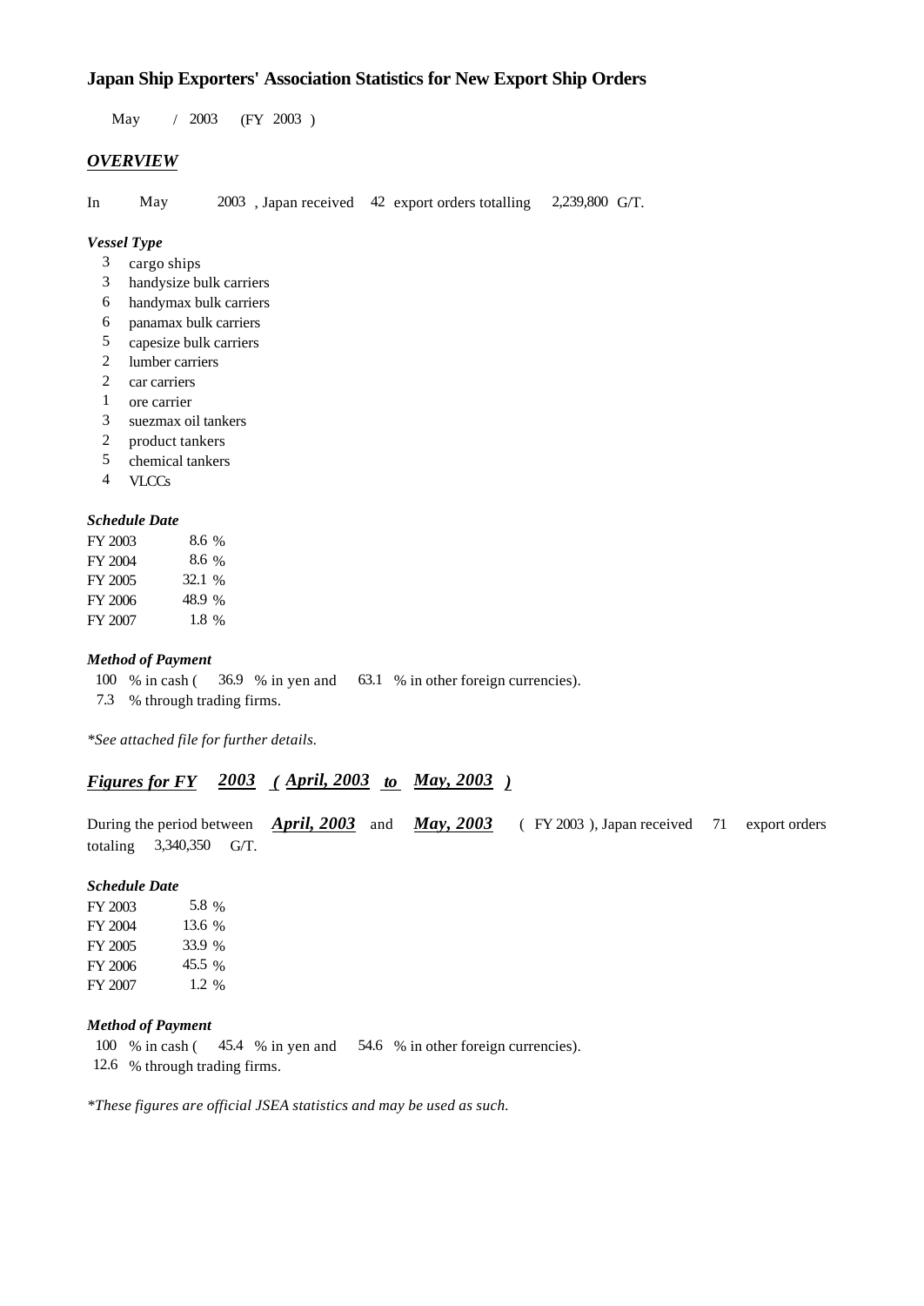# Japan Ship Exporters' Association Statistics for New Export Ship Orders

May / 2003 (FY 2003 )

## *OVERVIEW*

In May 2003 , Japan received 42 export orders totalling 2,239,800 G/T.

### *Vessel Type*

- 3 cargo ships
- 3 handysize bulk carriers
- 6 handymax bulk carriers
- 6 panamax bulk carriers
- 5 capesize bulk carriers
- 2 lumber carriers
- 2 car carriers
- 1 ore carrier
- 3 suezmax oil tankers
- 2 product tankers
- 5 chemical tankers
- 4 VLCCs

### *Schedule Date*

| | |
|---|---|
| FY 2003 | 8.6 % |
| FY 2004 | 8.6 % |
| FY 2005 | 32.1 % |
| FY 2006 | 48.9 % |
| FY 2007 | 1.8 % |

### *Method of Payment*

100 % in cash ( 36.9 % in yen and 63.1 % in other foreign currencies).
7.3 % through trading firms.

*\*See attached file for further details.*

## *Figures for FY 2003 ( April, 2003 to May, 2003 )*

During the period between ***April, 2003*** and ***May, 2003*** ( FY 2003 ), Japan received 71 export orders totaling 3,340,350 G/T.

### *Schedule Date*

| | |
|---|---|
| FY 2003 | 5.8 % |
| FY 2004 | 13.6 % |
| FY 2005 | 33.9 % |
| FY 2006 | 45.5 % |
| FY 2007 | 1.2 % |

### *Method of Payment*

100 % in cash ( 45.4 % in yen and 54.6 % in other foreign currencies).
12.6 % through trading firms.

*\*These figures are official JSEA statistics and may be used as such.*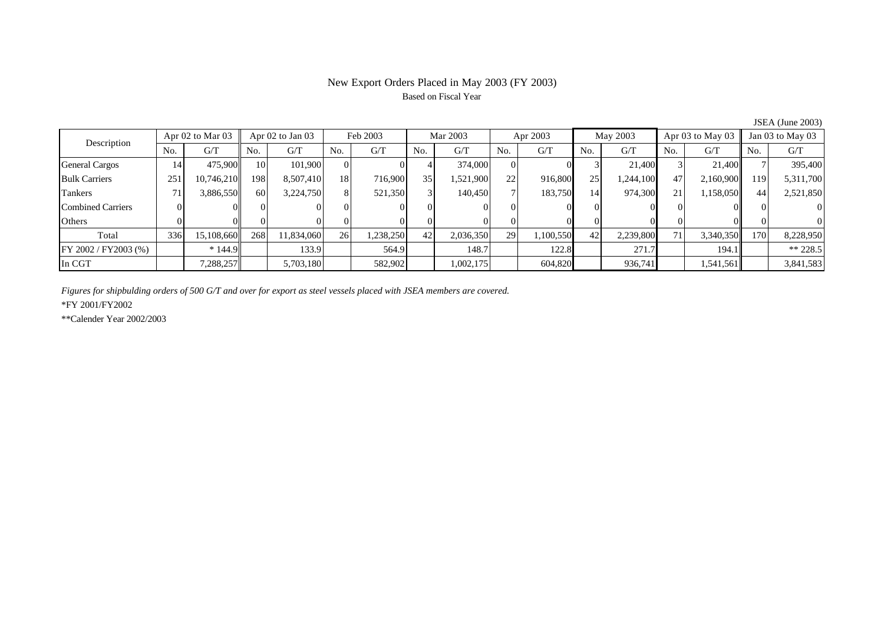# New Export Orders Placed in May 2003 (FY 2003)

Based on Fiscal Year

JSEA (June 2003)

| Description | Apr 02 to Mar 03 | | Apr 02 to Jan 03 | | Feb 2003 | | Mar 2003 | | Apr 2003 | | May 2003 | | Apr 03 to May 03 | | Jan 03 to May 03 | |
|---|---|---|---|---|---|---|---|---|---|---|---|---|---|---|---|---|
| | No. | G/T | No. | G/T | No. | G/T | No. | G/T | No. | G/T | No. | G/T | No. | G/T | No. | G/T |
| General Cargos | 14 | 475,900 | 10 | 101,900 | 0 | 0 | 4 | 374,000 | 0 | 0 | 3 | 21,400 | 3 | 21,400 | 7 | 395,400 |
| Bulk Carriers | 251 | 10,746,210 | 198 | 8,507,410 | 18 | 716,900 | 35 | 1,521,900 | 22 | 916,800 | 25 | 1,244,100 | 47 | 2,160,900 | 119 | 5,311,700 |
| Tankers | 71 | 3,886,550 | 60 | 3,224,750 | 8 | 521,350 | 3 | 140,450 | 7 | 183,750 | 14 | 974,300 | 21 | 1,158,050 | 44 | 2,521,850 |
| Combined Carriers | 0 | 0 | 0 | 0 | 0 | 0 | 0 | 0 | 0 | 0 | 0 | 0 | 0 | 0 | 0 | 0 |
| Others | 0 | 0 | 0 | 0 | 0 | 0 | 0 | 0 | 0 | 0 | 0 | 0 | 0 | 0 | 0 | 0 |
| Total | 336 | 15,108,660 | 268 | 11,834,060 | 26 | 1,238,250 | 42 | 2,036,350 | 29 | 1,100,550 | 42 | 2,239,800 | 71 | 3,340,350 | 170 | 8,228,950 |
| FY 2002 / FY2003 (%) | | * 144.9 | | 133.9 | | 564.9 | | 148.7 | | 122.8 | | 271.7 | | 194.1 | | ** 228.5 |
| In CGT | | 7,288,257 | | 5,703,180 | | 582,902 | | 1,002,175 | | 604,820 | | 936,741 | | 1,541,561 | | 3,841,583 |

*Figures for shipbulding orders of 500 G/T and over for export as steel vessels placed with JSEA members are covered.*

*FY 2001/FY2002

**Calender Year 2002/2003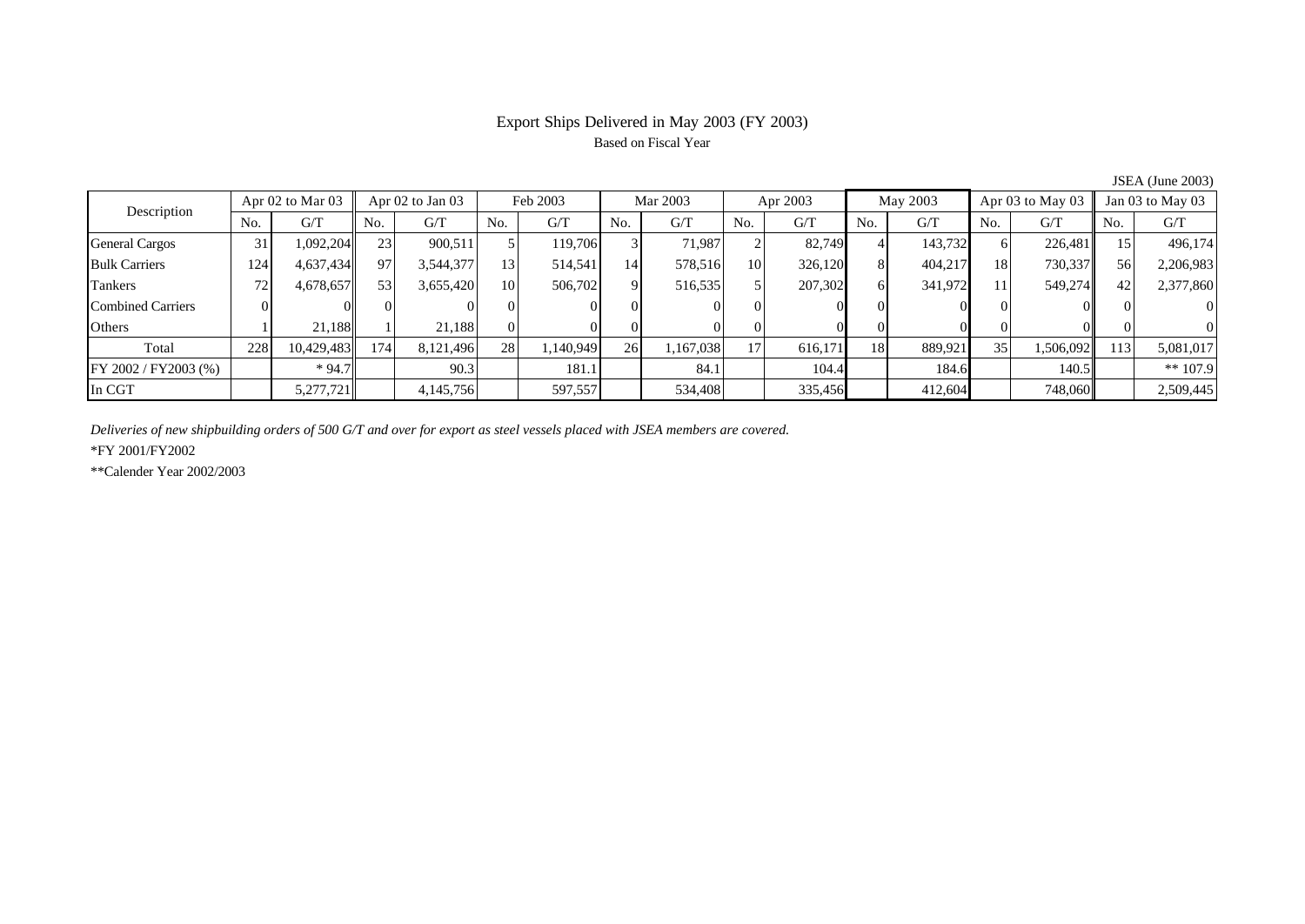# Export Ships Delivered in May 2003 (FY 2003)

Based on Fiscal Year

JSEA (June 2003)

| Description | Apr 02 to Mar 03 | | Apr 02 to Jan 03 | | Feb 2003 | | Mar 2003 | | Apr 2003 | | May 2003 | | Apr 03 to May 03 | | Jan 03 to May 03 | |
|---|---|---|---|---|---|---|---|---|---|---|---|---|---|---|---|---|
| | No. | G/T | No. | G/T | No. | G/T | No. | G/T | No. | G/T | No. | G/T | No. | G/T | No. | G/T |
| General Cargos | 31 | 1,092,204 | 23 | 900,511 | 5 | 119,706 | 3 | 71,987 | 2 | 82,749 | 4 | 143,732 | 6 | 226,481 | 15 | 496,174 |
| Bulk Carriers | 124 | 4,637,434 | 97 | 3,544,377 | 13 | 514,541 | 14 | 578,516 | 10 | 326,120 | 8 | 404,217 | 18 | 730,337 | 56 | 2,206,983 |
| Tankers | 72 | 4,678,657 | 53 | 3,655,420 | 10 | 506,702 | 9 | 516,535 | 5 | 207,302 | 6 | 341,972 | 11 | 549,274 | 42 | 2,377,860 |
| Combined Carriers | 0 | 0 | 0 | 0 | 0 | 0 | 0 | 0 | 0 | 0 | 0 | 0 | 0 | 0 | 0 | 0 |
| Others | 1 | 21,188 | 1 | 21,188 | 0 | 0 | 0 | 0 | 0 | 0 | 0 | 0 | 0 | 0 | 0 | 0 |
| Total | 228 | 10,429,483 | 174 | 8,121,496 | 28 | 1,140,949 | 26 | 1,167,038 | 17 | 616,171 | 18 | 889,921 | 35 | 1,506,092 | 113 | 5,081,017 |
| FY 2002 / FY2003 (%) | | * 94.7 | | 90.3 | | 181.1 | | 84.1 | | 104.4 | | 184.6 | | 140.5 | | ** 107.9 |
| In CGT | | 5,277,721 | | 4,145,756 | | 597,557 | | 534,408 | | 335,456 | | 412,604 | | 748,060 | | 2,509,445 |

*Deliveries of new shipbuilding orders of 500 G/T and over for export as steel vessels placed with JSEA members are covered.*

*FY 2001/FY2002

**Calender Year 2002/2003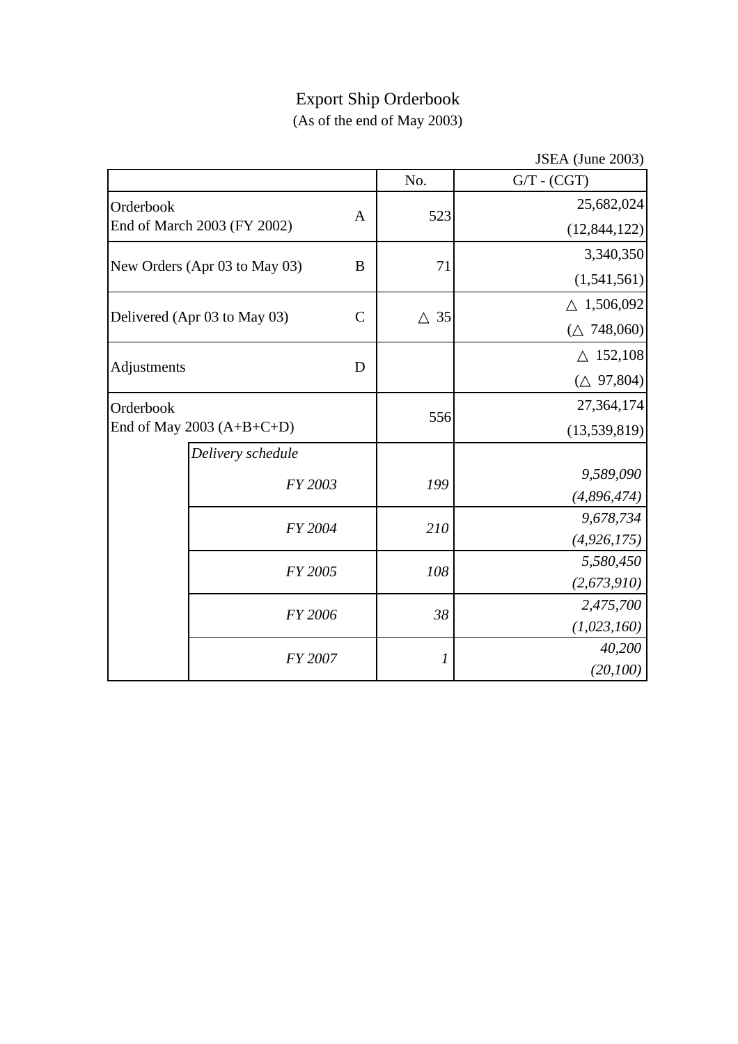# Export Ship Orderbook

(As of the end of May 2003)

JSEA (June 2003)

| | | | No. | G/T - (CGT) |
|---|---|---|---|---|
| Orderbook<br>End of March 2003 (FY 2002) | | A | 523 | 25,682,024<br>(12,844,122) |
| New Orders (Apr 03 to May 03) | | B | 71 | 3,340,350<br>(1,541,561) |
| Delivered (Apr 03 to May 03) | | C | △ 35 | △ 1,506,092<br>(△ 748,060) |
| Adjustments | | D | | △ 152,108<br>(△ 97,804) |
| Orderbook<br>End of May 2003 (A+B+C+D) | | | 556 | 27,364,174<br>(13,539,819) |
| | *Delivery schedule*<br>*FY 2003* | | *199* | *9,589,090*<br>*(4,896,474)* |
| | *FY 2004* | | *210* | *9,678,734*<br>*(4,926,175)* |
| | *FY 2005* | | *108* | *5,580,450*<br>*(2,673,910)* |
| | *FY 2006* | | *38* | *2,475,700*<br>*(1,023,160)* |
| | *FY 2007* | | *1* | *40,200*<br>*(20,100)* |